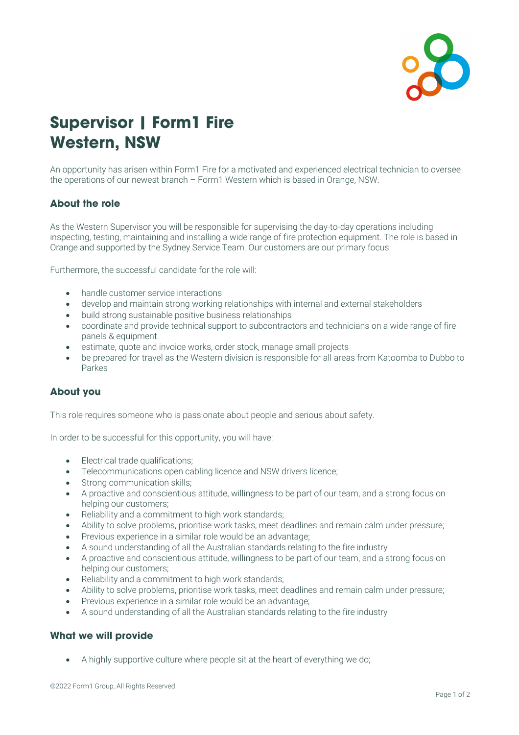# Supervisor | Form1 Fire Western, NSW

An opportunity has arisen within Form1 Fire for a motivated and experienced electrical technician to oversee the operations of our newest branch – Form1 Western which is based in Orange, NSW.

### About the role

As the Western Supervisor you will be responsible for supervising the day-to-day operations including inspecting, testing, maintaining and installing a wide range of fire protection equipment. The role is based in Orange and supported by the Sydney Service Team. Our customers are our primary focus.

Furthermore, the successful candidate for the role will:

- handle customer service interactions
- develop and maintain strong working relationships with internal and external stakeholders
- build strong sustainable positive business relationships
- coordinate and provide technical support to subcontractors and technicians on a wide range of fire panels & equipment
- estimate, quote and invoice works, order stock, manage small projects
- be prepared for travel as the Western division is responsible for all areas from Katoomba to Dubbo to Parkes

### About you

This role requires someone who is passionate about people and serious about safety.

In order to be successful for this opportunity, you will have:

- Electrical trade qualifications;
- Telecommunications open cabling licence and NSW drivers licence;
- Strong communication skills;
- A proactive and conscientious attitude, willingness to be part of our team, and a strong focus on helping our customers;
- Reliability and a commitment to high work standards;
- Ability to solve problems, prioritise work tasks, meet deadlines and remain calm under pressure;
- Previous experience in a similar role would be an advantage;
- A sound understanding of all the Australian standards relating to the fire industry
- A proactive and conscientious attitude, willingness to be part of our team, and a strong focus on helping our customers;
- Reliability and a commitment to high work standards;
- Ability to solve problems, prioritise work tasks, meet deadlines and remain calm under pressure;
- Previous experience in a similar role would be an advantage;
- A sound understanding of all the Australian standards relating to the fire industry

### What we will provide

- A highly supportive culture where people sit at the heart of everything we do;

©2022 Form1 Group, All Rights Reserved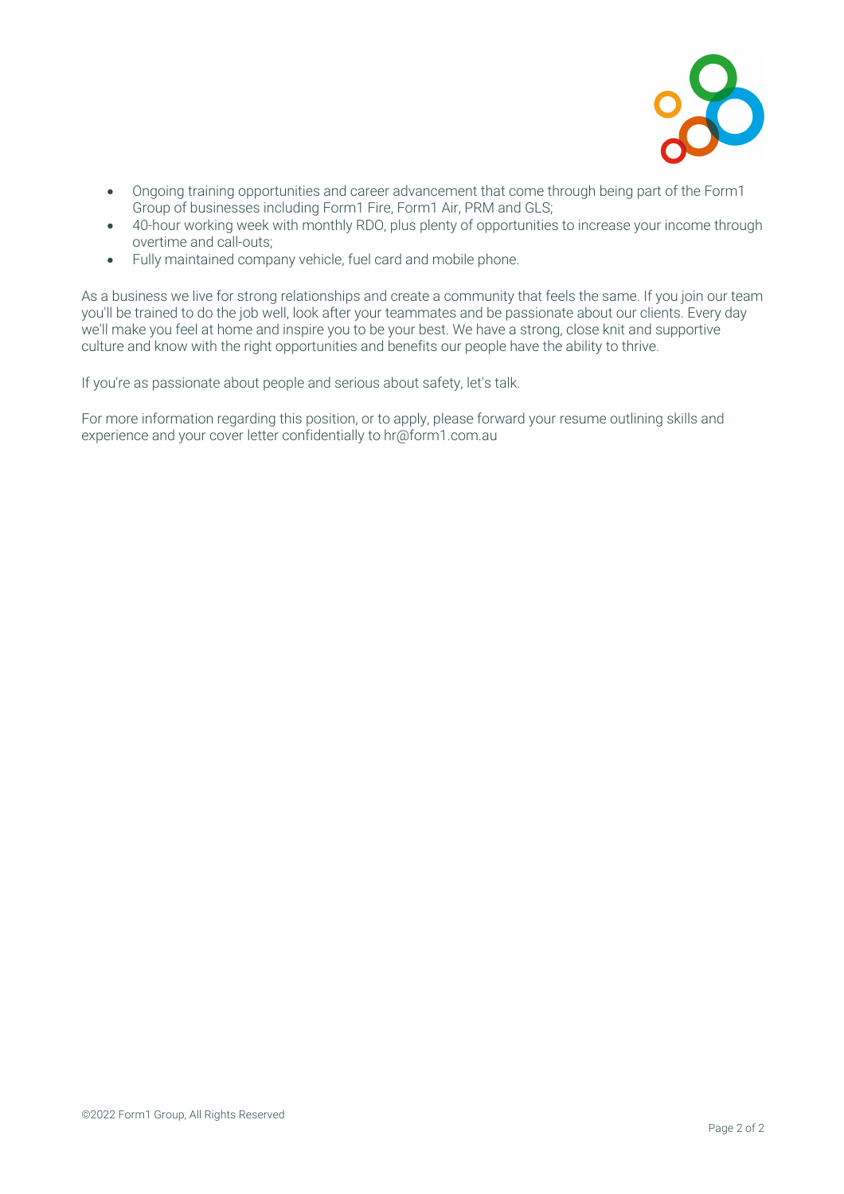- Ongoing training opportunities and career advancement that come through being part of the Form1 Group of businesses including Form1 Fire, Form1 Air, PRM and GLS;
- 40-hour working week with monthly RDO, plus plenty of opportunities to increase your income through overtime and call-outs;
- Fully maintained company vehicle, fuel card and mobile phone.

As a business we live for strong relationships and create a community that feels the same. If you join our team you'll be trained to do the job well, look after your teammates and be passionate about our clients. Every day we'll make you feel at home and inspire you to be your best. We have a strong, close knit and supportive culture and know with the right opportunities and benefits our people have the ability to thrive.

If you're as passionate about people and serious about safety, let's talk.

For more information regarding this position, or to apply, please forward your resume outlining skills and experience and your cover letter confidentially to hr@form1.com.au

©2022 Form1 Group, All Rights Reserved